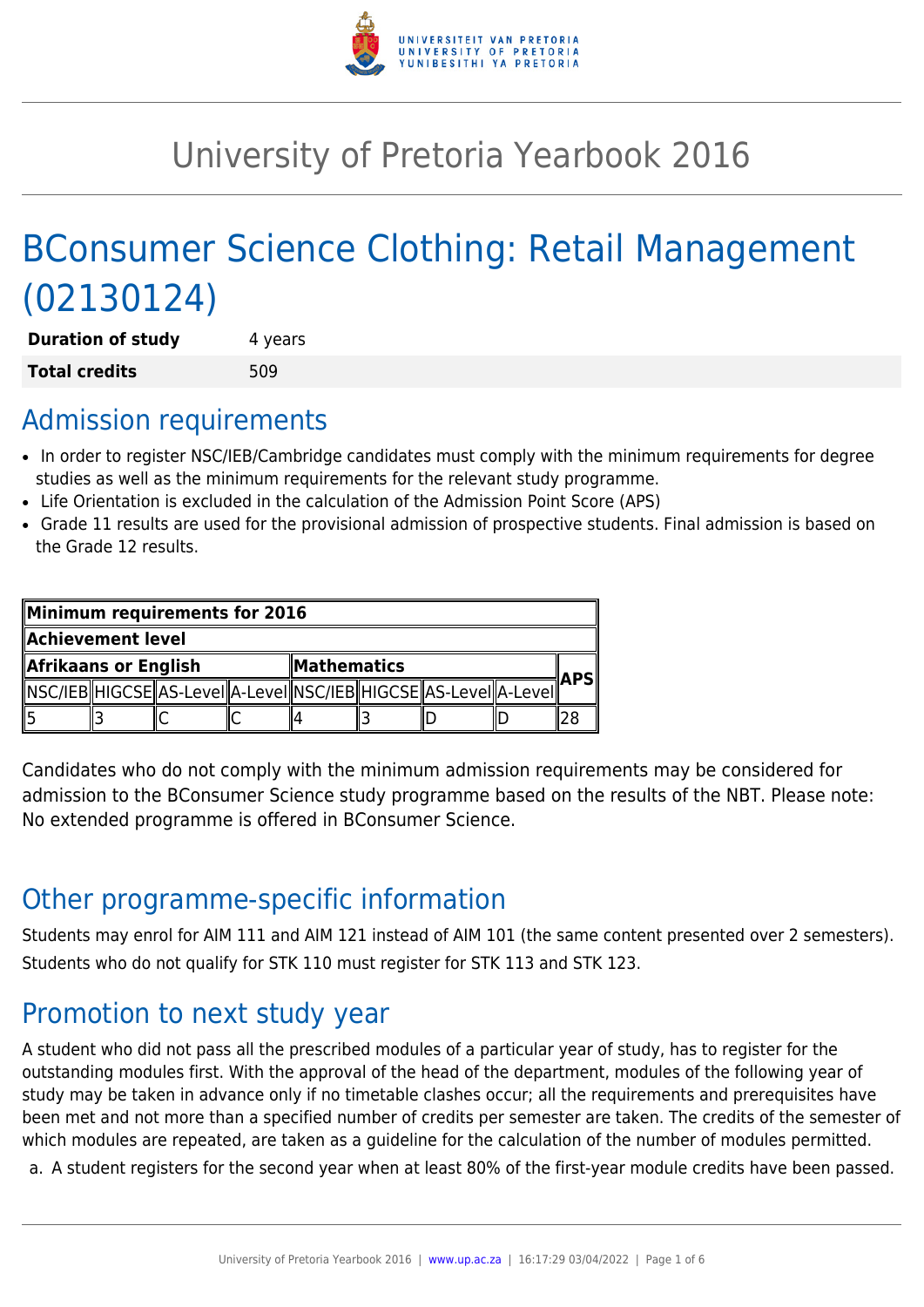# University of Pretoria Yearbook 2016

# BConsumer Science Clothing: Retail Management (02130124)

| | |
|---|---|
| **Duration of study** | 4 years |
| **Total credits** | 509 |

## Admission requirements

- In order to register NSC/IEB/Cambridge candidates must comply with the minimum requirements for degree studies as well as the minimum requirements for the relevant study programme.
- Life Orientation is excluded in the calculation of the Admission Point Score (APS)
- Grade 11 results are used for the provisional admission of prospective students. Final admission is based on the Grade 12 results.

| Minimum requirements for 2016 | | | | | | | | |
|---|---|---|---|---|---|---|---|---|
| **Achievement level** | | | | | | | | |
| **Afrikaans or English** | | | | **Mathematics** | | | | **APS** |
| NSC/IEB | HIGCSE | AS-Level | A-Level | NSC/IEB | HIGCSE | AS-Level | A-Level | |
| 5 | 3 | C | C | 4 | 3 | D | D | 28 |

Candidates who do not comply with the minimum admission requirements may be considered for admission to the BConsumer Science study programme based on the results of the NBT. Please note: No extended programme is offered in BConsumer Science.

## Other programme-specific information

Students may enrol for AIM 111 and AIM 121 instead of AIM 101 (the same content presented over 2 semesters). Students who do not qualify for STK 110 must register for STK 113 and STK 123.

## Promotion to next study year

A student who did not pass all the prescribed modules of a particular year of study, has to register for the outstanding modules first. With the approval of the head of the department, modules of the following year of study may be taken in advance only if no timetable clashes occur; all the requirements and prerequisites have been met and not more than a specified number of credits per semester are taken. The credits of the semester of which modules are repeated, are taken as a guideline for the calculation of the number of modules permitted.

a. A student registers for the second year when at least 80% of the first-year module credits have been passed.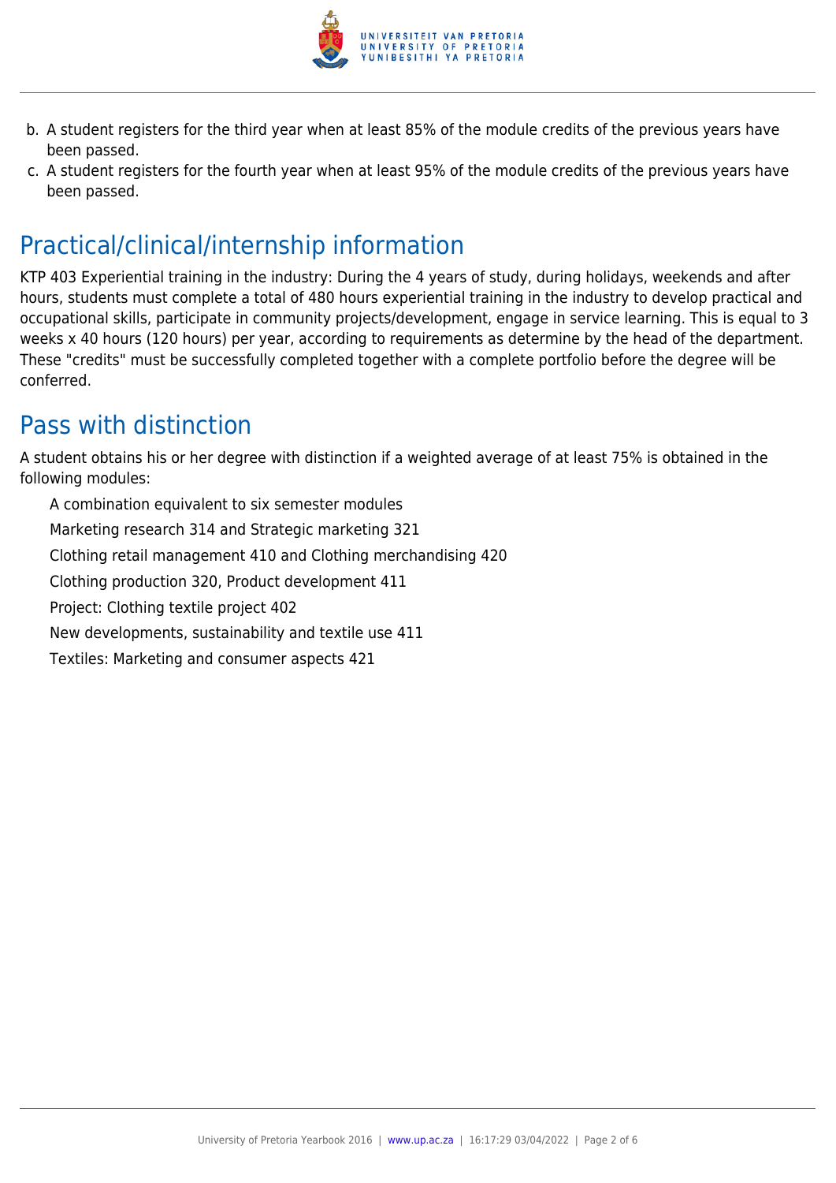b. A student registers for the third year when at least 85% of the module credits of the previous years have been passed.
c. A student registers for the fourth year when at least 95% of the module credits of the previous years have been passed.

## Practical/clinical/internship information

KTP 403 Experiential training in the industry: During the 4 years of study, during holidays, weekends and after hours, students must complete a total of 480 hours experiential training in the industry to develop practical and occupational skills, participate in community projects/development, engage in service learning. This is equal to 3 weeks x 40 hours (120 hours) per year, according to requirements as determine by the head of the department. These "credits" must be successfully completed together with a complete portfolio before the degree will be conferred.

## Pass with distinction

A student obtains his or her degree with distinction if a weighted average of at least 75% is obtained in the following modules:

A combination equivalent to six semester modules

Marketing research 314 and Strategic marketing 321

Clothing retail management 410 and Clothing merchandising 420

Clothing production 320, Product development 411

Project: Clothing textile project 402

New developments, sustainability and textile use 411

Textiles: Marketing and consumer aspects 421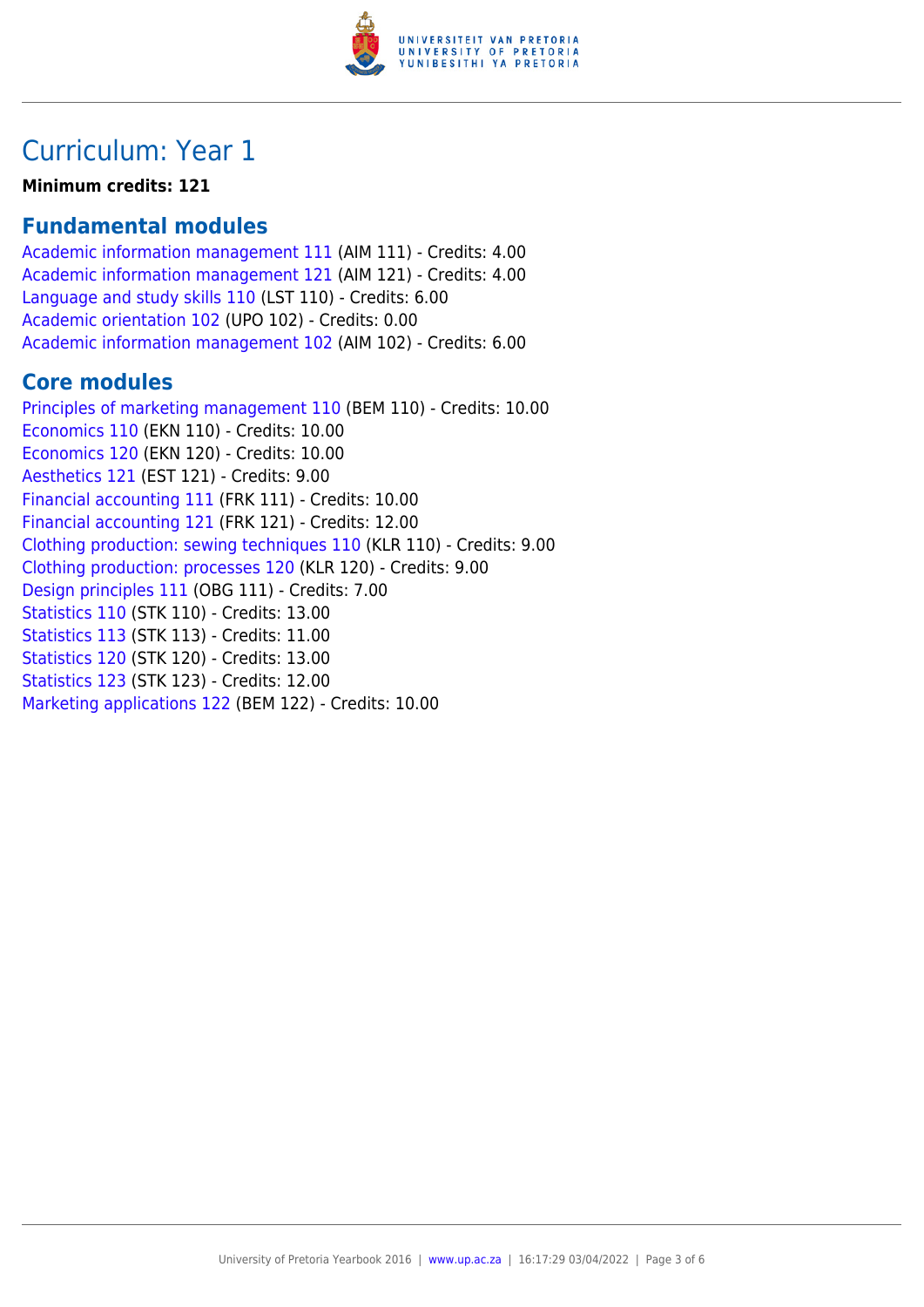# Curriculum: Year 1

**Minimum credits: 121**

## Fundamental modules

Academic information management 111 (AIM 111) - Credits: 4.00
Academic information management 121 (AIM 121) - Credits: 4.00
Language and study skills 110 (LST 110) - Credits: 6.00
Academic orientation 102 (UPO 102) - Credits: 0.00
Academic information management 102 (AIM 102) - Credits: 6.00

## Core modules

Principles of marketing management 110 (BEM 110) - Credits: 10.00
Economics 110 (EKN 110) - Credits: 10.00
Economics 120 (EKN 120) - Credits: 10.00
Aesthetics 121 (EST 121) - Credits: 9.00
Financial accounting 111 (FRK 111) - Credits: 10.00
Financial accounting 121 (FRK 121) - Credits: 12.00
Clothing production: sewing techniques 110 (KLR 110) - Credits: 9.00
Clothing production: processes 120 (KLR 120) - Credits: 9.00
Design principles 111 (OBG 111) - Credits: 7.00
Statistics 110 (STK 110) - Credits: 13.00
Statistics 113 (STK 113) - Credits: 11.00
Statistics 120 (STK 120) - Credits: 13.00
Statistics 123 (STK 123) - Credits: 12.00
Marketing applications 122 (BEM 122) - Credits: 10.00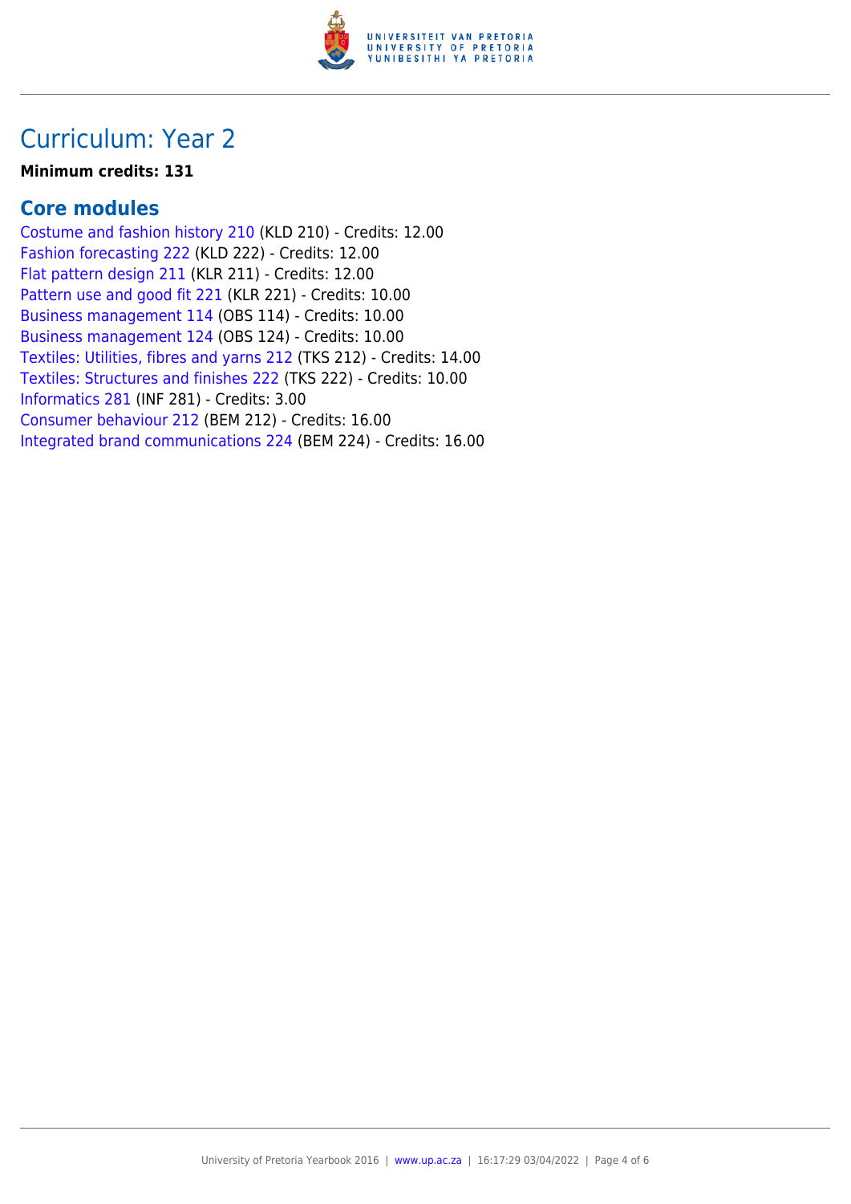# Curriculum: Year 2

**Minimum credits: 131**

## Core modules

Costume and fashion history 210 (KLD 210) - Credits: 12.00
Fashion forecasting 222 (KLD 222) - Credits: 12.00
Flat pattern design 211 (KLR 211) - Credits: 12.00
Pattern use and good fit 221 (KLR 221) - Credits: 10.00
Business management 114 (OBS 114) - Credits: 10.00
Business management 124 (OBS 124) - Credits: 10.00
Textiles: Utilities, fibres and yarns 212 (TKS 212) - Credits: 14.00
Textiles: Structures and finishes 222 (TKS 222) - Credits: 10.00
Informatics 281 (INF 281) - Credits: 3.00
Consumer behaviour 212 (BEM 212) - Credits: 16.00
Integrated brand communications 224 (BEM 224) - Credits: 16.00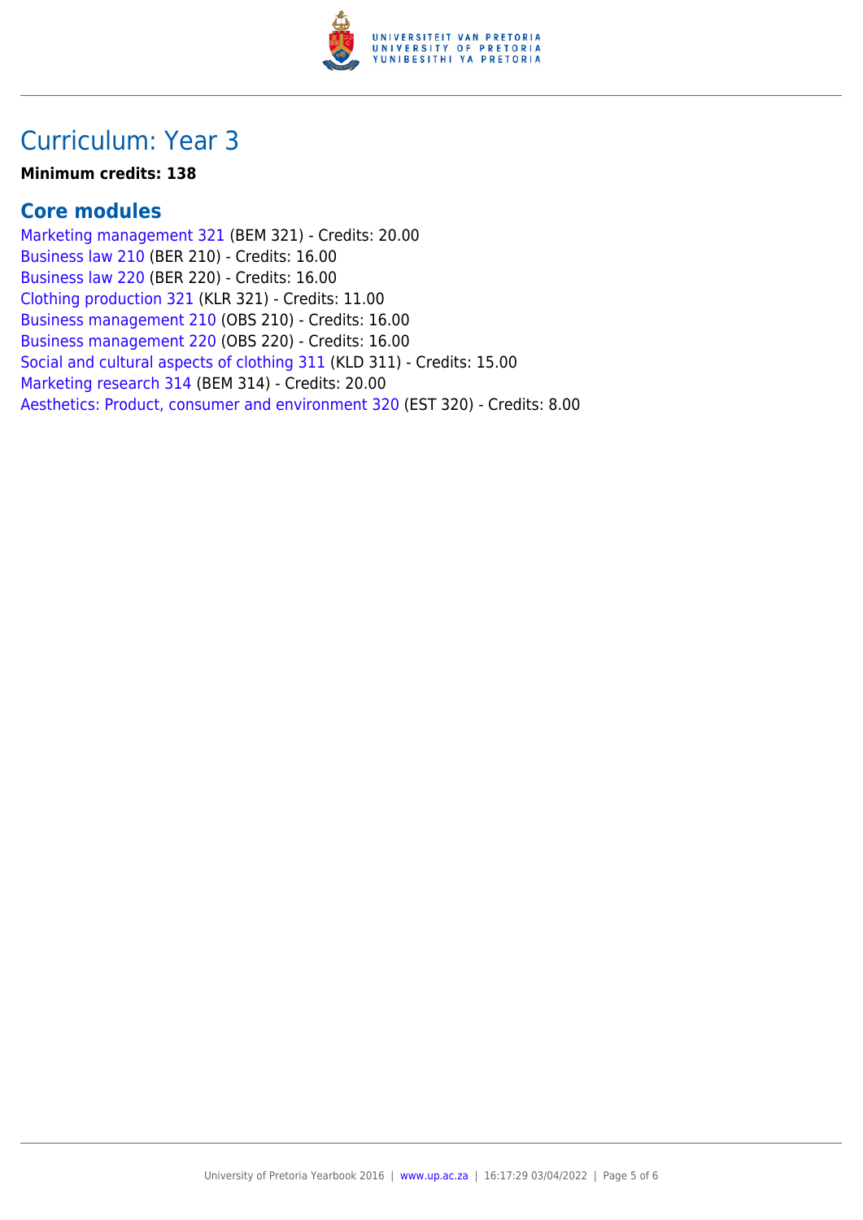# Curriculum: Year 3

**Minimum credits: 138**

## Core modules

Marketing management 321 (BEM 321) - Credits: 20.00
Business law 210 (BER 210) - Credits: 16.00
Business law 220 (BER 220) - Credits: 16.00
Clothing production 321 (KLR 321) - Credits: 11.00
Business management 210 (OBS 210) - Credits: 16.00
Business management 220 (OBS 220) - Credits: 16.00
Social and cultural aspects of clothing 311 (KLD 311) - Credits: 15.00
Marketing research 314 (BEM 314) - Credits: 20.00
Aesthetics: Product, consumer and environment 320 (EST 320) - Credits: 8.00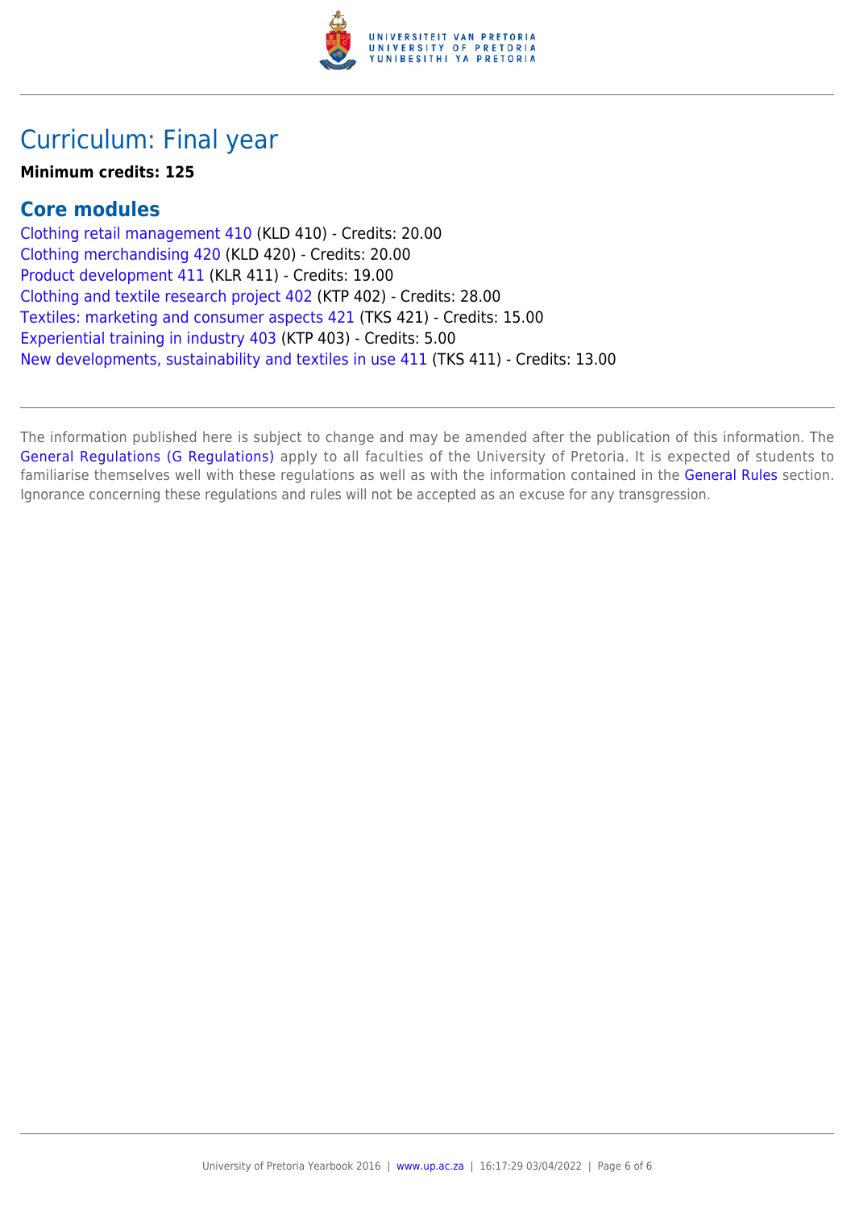# Curriculum: Final year

**Minimum credits: 125**

## Core modules

Clothing retail management 410 (KLD 410) - Credits: 20.00
Clothing merchandising 420 (KLD 420) - Credits: 20.00
Product development 411 (KLR 411) - Credits: 19.00
Clothing and textile research project 402 (KTP 402) - Credits: 28.00
Textiles: marketing and consumer aspects 421 (TKS 421) - Credits: 15.00
Experiential training in industry 403 (KTP 403) - Credits: 5.00
New developments, sustainability and textiles in use 411 (TKS 411) - Credits: 13.00

---

The information published here is subject to change and may be amended after the publication of this information. The General Regulations (G Regulations) apply to all faculties of the University of Pretoria. It is expected of students to familiarise themselves well with these regulations as well as with the information contained in the General Rules section. Ignorance concerning these regulations and rules will not be accepted as an excuse for any transgression.